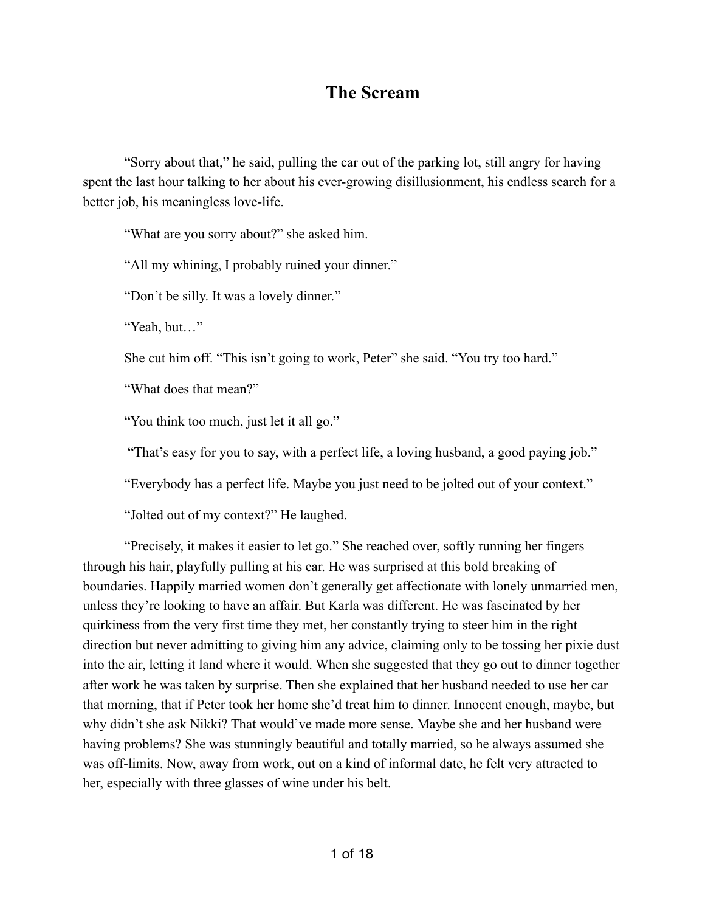# The Scream

"Sorry about that," he said, pulling the car out of the parking lot, still angry for having spent the last hour talking to her about his ever-growing disillusionment, his endless search for a better job, his meaningless love-life.

"What are you sorry about?" she asked him.

"All my whining, I probably ruined your dinner."

"Don't be silly. It was a lovely dinner."

"Yeah, but…"

She cut him off. "This isn't going to work, Peter" she said. "You try too hard."

"What does that mean?"

"You think too much, just let it all go."

"That's easy for you to say, with a perfect life, a loving husband, a good paying job."

"Everybody has a perfect life. Maybe you just need to be jolted out of your context."

"Jolted out of my context?" He laughed.

"Precisely, it makes it easier to let go." She reached over, softly running her fingers through his hair, playfully pulling at his ear. He was surprised at this bold breaking of boundaries. Happily married women don't generally get affectionate with lonely unmarried men, unless they're looking to have an affair. But Karla was different. He was fascinated by her quirkiness from the very first time they met, her constantly trying to steer him in the right direction but never admitting to giving him any advice, claiming only to be tossing her pixie dust into the air, letting it land where it would. When she suggested that they go out to dinner together after work he was taken by surprise. Then she explained that her husband needed to use her car that morning, that if Peter took her home she'd treat him to dinner. Innocent enough, maybe, but why didn't she ask Nikki? That would've made more sense. Maybe she and her husband were having problems? She was stunningly beautiful and totally married, so he always assumed she was off-limits. Now, away from work, out on a kind of informal date, he felt very attracted to her, especially with three glasses of wine under his belt.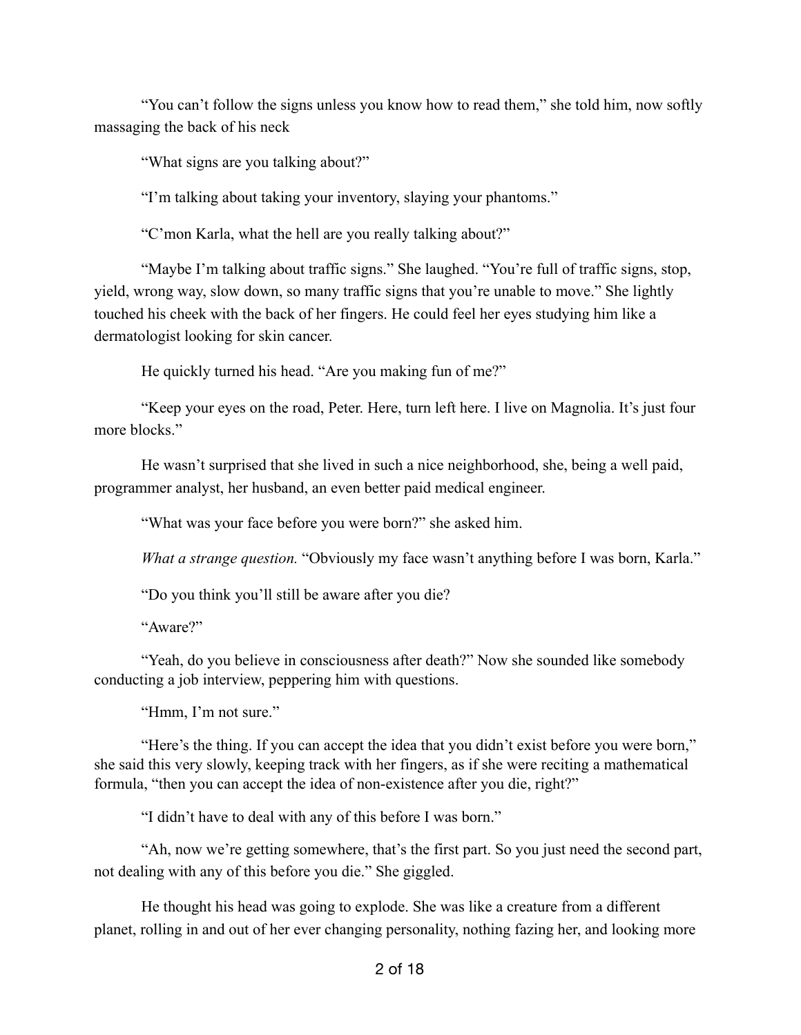"You can't follow the signs unless you know how to read them," she told him, now softly massaging the back of his neck

"What signs are you talking about?"

"I'm talking about taking your inventory, slaying your phantoms."

"C'mon Karla, what the hell are you really talking about?"

"Maybe I'm talking about traffic signs." She laughed. "You're full of traffic signs, stop, yield, wrong way, slow down, so many traffic signs that you're unable to move." She lightly touched his cheek with the back of her fingers. He could feel her eyes studying him like a dermatologist looking for skin cancer.

He quickly turned his head. "Are you making fun of me?"

"Keep your eyes on the road, Peter. Here, turn left here. I live on Magnolia. It's just four more blocks."

He wasn't surprised that she lived in such a nice neighborhood, she, being a well paid, programmer analyst, her husband, an even better paid medical engineer.

"What was your face before you were born?" she asked him.

*What a strange question.* "Obviously my face wasn't anything before I was born, Karla."

"Do you think you'll still be aware after you die?

"Aware?"

"Yeah, do you believe in consciousness after death?" Now she sounded like somebody conducting a job interview, peppering him with questions.

"Hmm, I'm not sure."

"Here's the thing. If you can accept the idea that you didn't exist before you were born," she said this very slowly, keeping track with her fingers, as if she were reciting a mathematical formula, "then you can accept the idea of non-existence after you die, right?"

"I didn't have to deal with any of this before I was born."

"Ah, now we're getting somewhere, that's the first part. So you just need the second part, not dealing with any of this before you die." She giggled.

He thought his head was going to explode. She was like a creature from a different planet, rolling in and out of her ever changing personality, nothing fazing her, and looking more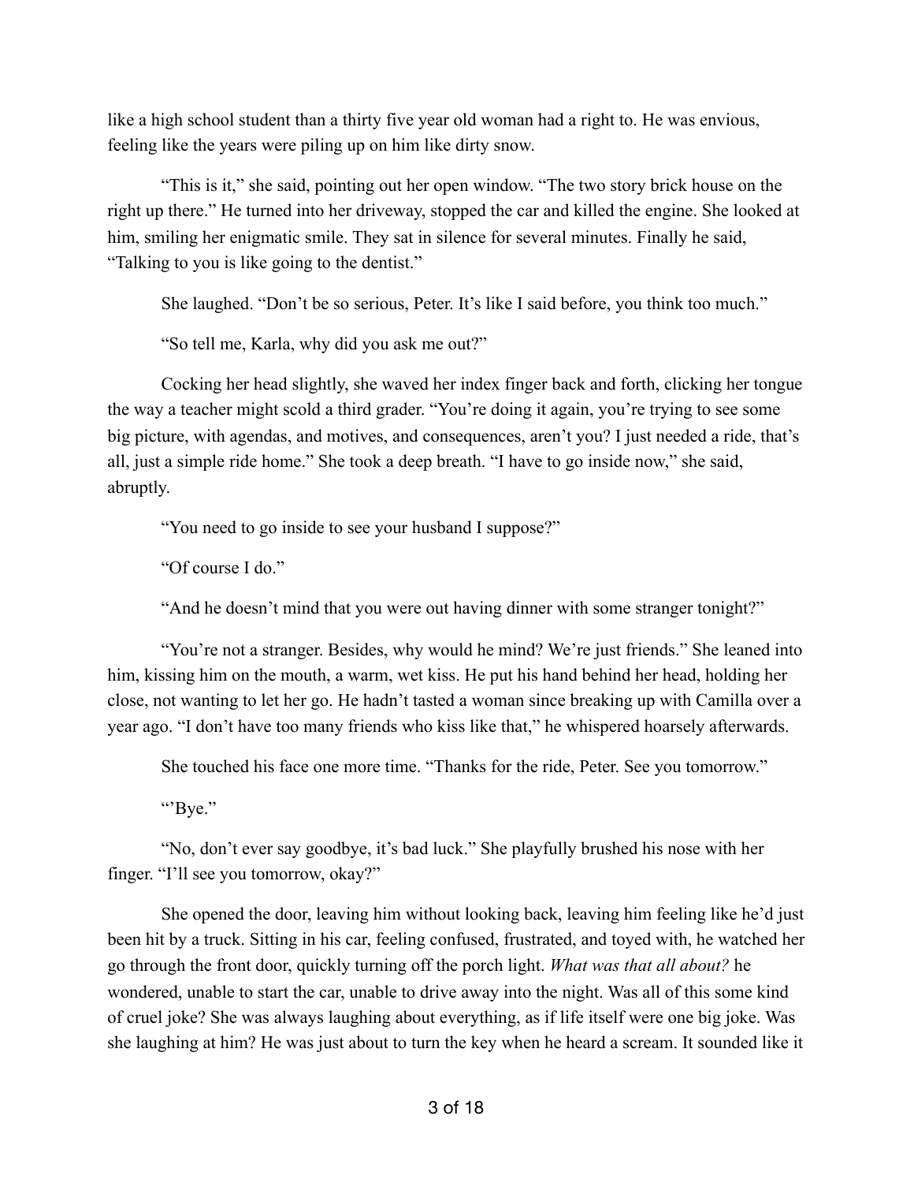like a high school student than a thirty five year old woman had a right to. He was envious, feeling like the years were piling up on him like dirty snow.

"This is it," she said, pointing out her open window. "The two story brick house on the right up there." He turned into her driveway, stopped the car and killed the engine. She looked at him, smiling her enigmatic smile. They sat in silence for several minutes. Finally he said, "Talking to you is like going to the dentist."

She laughed. "Don't be so serious, Peter. It's like I said before, you think too much."

"So tell me, Karla, why did you ask me out?"

Cocking her head slightly, she waved her index finger back and forth, clicking her tongue the way a teacher might scold a third grader. "You're doing it again, you're trying to see some big picture, with agendas, and motives, and consequences, aren't you? I just needed a ride, that's all, just a simple ride home." She took a deep breath. "I have to go inside now," she said, abruptly.

"You need to go inside to see your husband I suppose?"

"Of course I do."

"And he doesn't mind that you were out having dinner with some stranger tonight?"

"You're not a stranger. Besides, why would he mind? We're just friends." She leaned into him, kissing him on the mouth, a warm, wet kiss. He put his hand behind her head, holding her close, not wanting to let her go. He hadn't tasted a woman since breaking up with Camilla over a year ago. "I don't have too many friends who kiss like that," he whispered hoarsely afterwards.

She touched his face one more time. "Thanks for the ride, Peter. See you tomorrow."

"'Bye."

"No, don't ever say goodbye, it's bad luck." She playfully brushed his nose with her finger. "I'll see you tomorrow, okay?"

She opened the door, leaving him without looking back, leaving him feeling like he'd just been hit by a truck. Sitting in his car, feeling confused, frustrated, and toyed with, he watched her go through the front door, quickly turning off the porch light. *What was that all about?* he wondered, unable to start the car, unable to drive away into the night. Was all of this some kind of cruel joke? She was always laughing about everything, as if life itself were one big joke. Was she laughing at him? He was just about to turn the key when he heard a scream. It sounded like it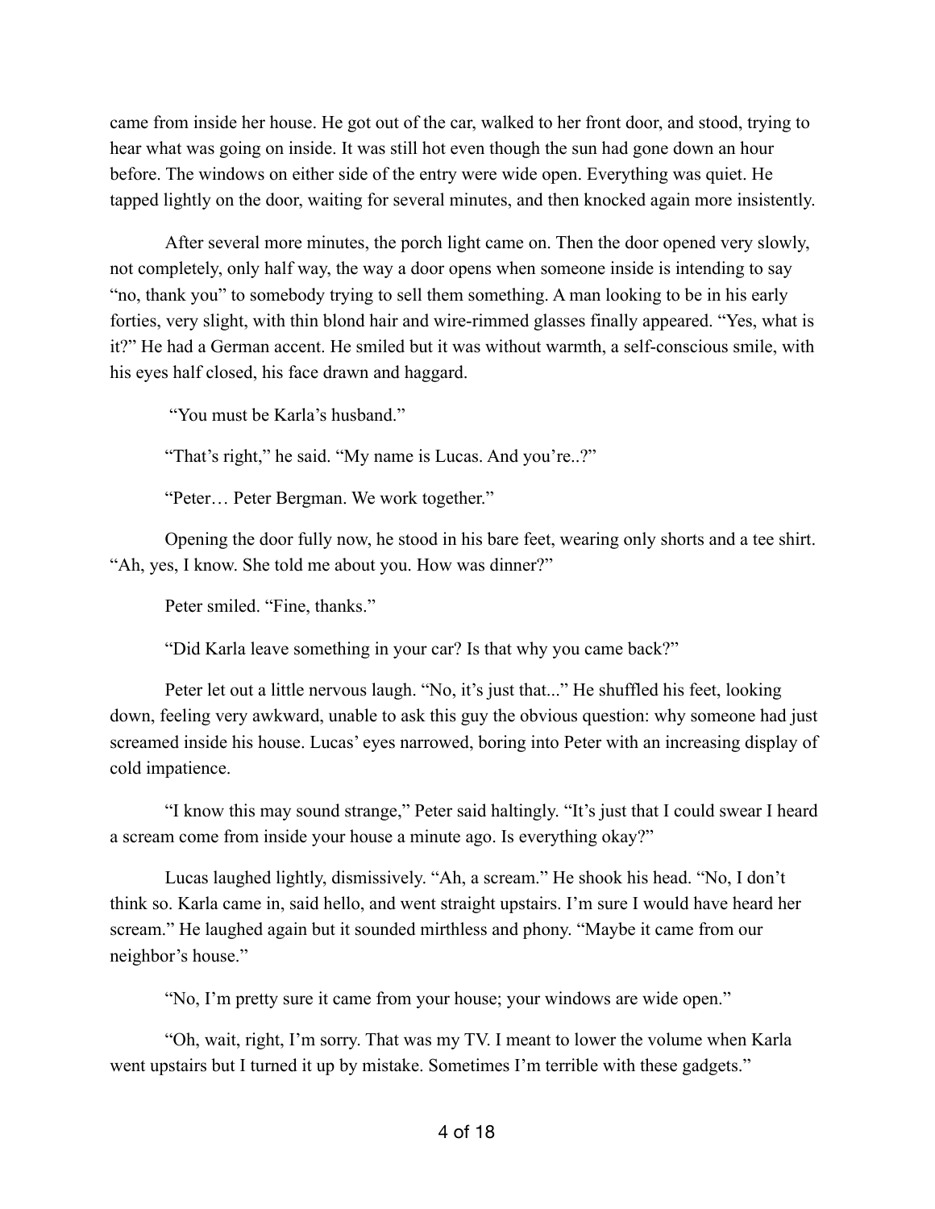came from inside her house. He got out of the car, walked to her front door, and stood, trying to hear what was going on inside. It was still hot even though the sun had gone down an hour before. The windows on either side of the entry were wide open. Everything was quiet. He tapped lightly on the door, waiting for several minutes, and then knocked again more insistently.

After several more minutes, the porch light came on. Then the door opened very slowly, not completely, only half way, the way a door opens when someone inside is intending to say "no, thank you" to somebody trying to sell them something. A man looking to be in his early forties, very slight, with thin blond hair and wire-rimmed glasses finally appeared. "Yes, what is it?" He had a German accent. He smiled but it was without warmth, a self-conscious smile, with his eyes half closed, his face drawn and haggard.

"You must be Karla's husband."

"That's right," he said. "My name is Lucas. And you're..?"

"Peter… Peter Bergman. We work together."

Opening the door fully now, he stood in his bare feet, wearing only shorts and a tee shirt. "Ah, yes, I know. She told me about you. How was dinner?"

Peter smiled. "Fine, thanks."

"Did Karla leave something in your car? Is that why you came back?"

Peter let out a little nervous laugh. "No, it's just that..." He shuffled his feet, looking down, feeling very awkward, unable to ask this guy the obvious question: why someone had just screamed inside his house. Lucas' eyes narrowed, boring into Peter with an increasing display of cold impatience.

"I know this may sound strange," Peter said haltingly. "It's just that I could swear I heard a scream come from inside your house a minute ago. Is everything okay?"

Lucas laughed lightly, dismissively. "Ah, a scream." He shook his head. "No, I don't think so. Karla came in, said hello, and went straight upstairs. I'm sure I would have heard her scream." He laughed again but it sounded mirthless and phony. "Maybe it came from our neighbor's house."

"No, I'm pretty sure it came from your house; your windows are wide open."

"Oh, wait, right, I'm sorry. That was my TV. I meant to lower the volume when Karla went upstairs but I turned it up by mistake. Sometimes I'm terrible with these gadgets."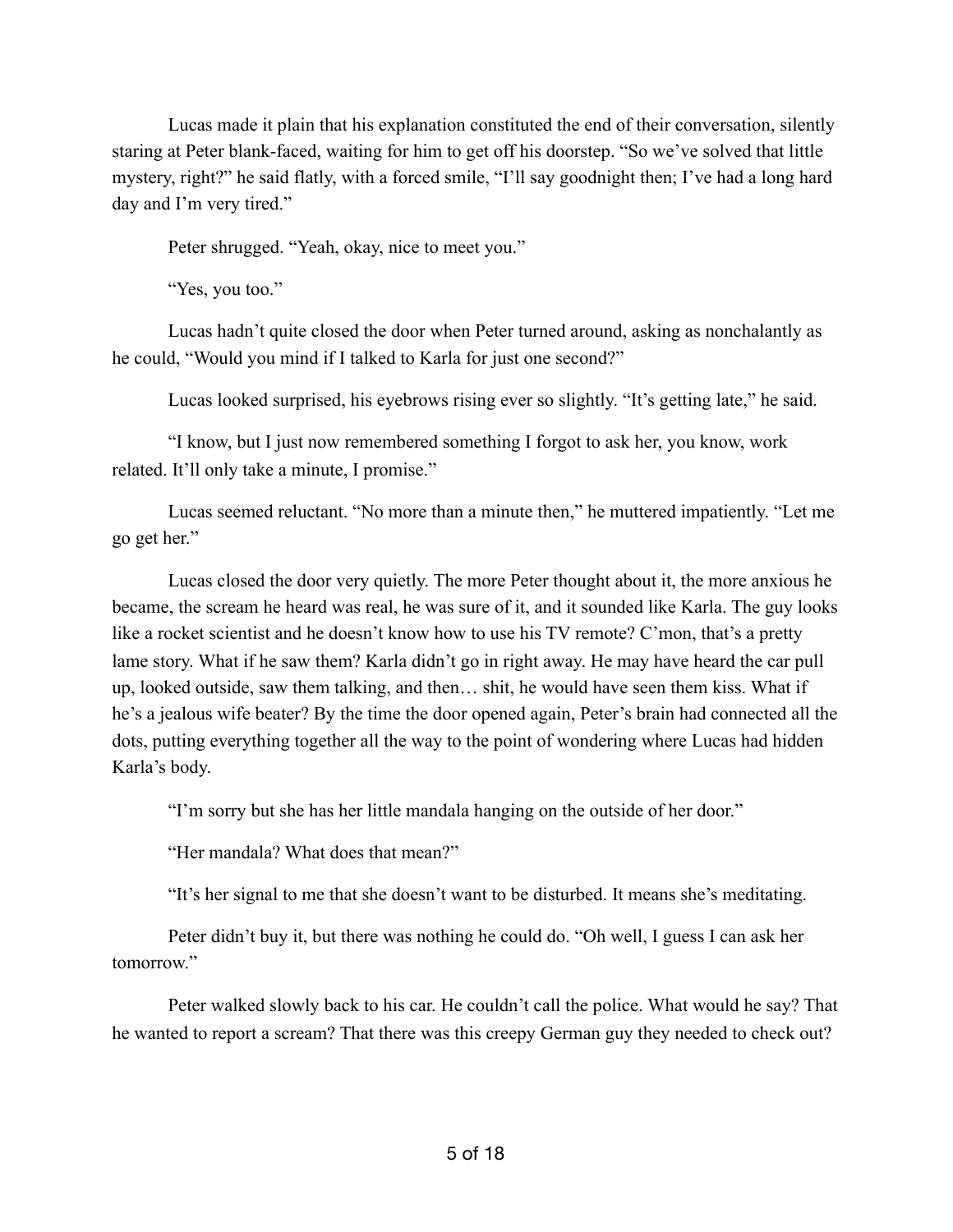Lucas made it plain that his explanation constituted the end of their conversation, silently staring at Peter blank-faced, waiting for him to get off his doorstep. "So we've solved that little mystery, right?" he said flatly, with a forced smile, "I'll say goodnight then; I've had a long hard day and I'm very tired."

Peter shrugged. "Yeah, okay, nice to meet you."

"Yes, you too."

Lucas hadn't quite closed the door when Peter turned around, asking as nonchalantly as he could, "Would you mind if I talked to Karla for just one second?"

Lucas looked surprised, his eyebrows rising ever so slightly. "It's getting late," he said.

"I know, but I just now remembered something I forgot to ask her, you know, work related. It'll only take a minute, I promise."

Lucas seemed reluctant. "No more than a minute then," he muttered impatiently. "Let me go get her."

Lucas closed the door very quietly. The more Peter thought about it, the more anxious he became, the scream he heard was real, he was sure of it, and it sounded like Karla. The guy looks like a rocket scientist and he doesn't know how to use his TV remote? C'mon, that's a pretty lame story. What if he saw them? Karla didn't go in right away. He may have heard the car pull up, looked outside, saw them talking, and then… shit, he would have seen them kiss. What if he's a jealous wife beater? By the time the door opened again, Peter's brain had connected all the dots, putting everything together all the way to the point of wondering where Lucas had hidden Karla's body.

"I'm sorry but she has her little mandala hanging on the outside of her door."

"Her mandala? What does that mean?"

"It's her signal to me that she doesn't want to be disturbed. It means she's meditating.

Peter didn't buy it, but there was nothing he could do. "Oh well, I guess I can ask her tomorrow."

Peter walked slowly back to his car. He couldn't call the police. What would he say? That he wanted to report a scream? That there was this creepy German guy they needed to check out?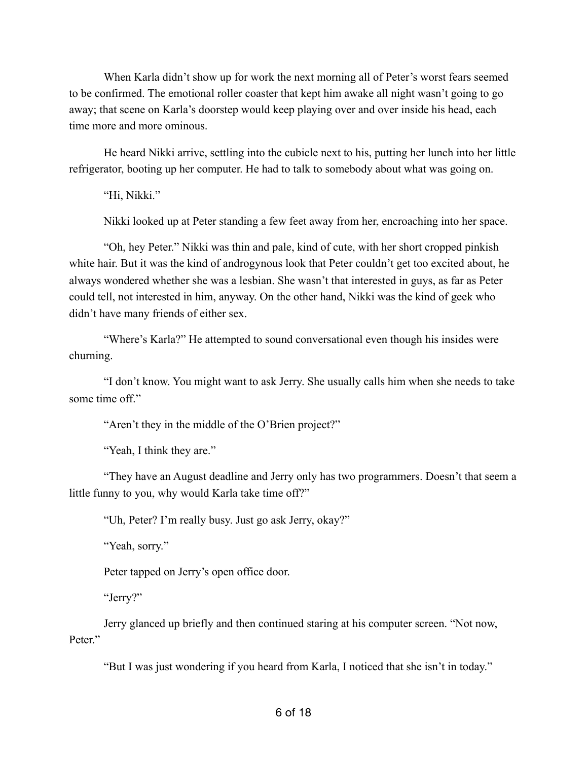When Karla didn't show up for work the next morning all of Peter's worst fears seemed to be confirmed. The emotional roller coaster that kept him awake all night wasn't going to go away; that scene on Karla's doorstep would keep playing over and over inside his head, each time more and more ominous.

He heard Nikki arrive, settling into the cubicle next to his, putting her lunch into her little refrigerator, booting up her computer. He had to talk to somebody about what was going on.

"Hi, Nikki."

Nikki looked up at Peter standing a few feet away from her, encroaching into her space.

"Oh, hey Peter." Nikki was thin and pale, kind of cute, with her short cropped pinkish white hair. But it was the kind of androgynous look that Peter couldn't get too excited about, he always wondered whether she was a lesbian. She wasn't that interested in guys, as far as Peter could tell, not interested in him, anyway. On the other hand, Nikki was the kind of geek who didn't have many friends of either sex.

"Where's Karla?" He attempted to sound conversational even though his insides were churning.

"I don't know. You might want to ask Jerry. She usually calls him when she needs to take some time off."

"Aren't they in the middle of the O'Brien project?"

"Yeah, I think they are."

"They have an August deadline and Jerry only has two programmers. Doesn't that seem a little funny to you, why would Karla take time off?"

"Uh, Peter? I'm really busy. Just go ask Jerry, okay?"

"Yeah, sorry."

Peter tapped on Jerry's open office door.

"Jerry?"

Jerry glanced up briefly and then continued staring at his computer screen. "Not now, Peter."

"But I was just wondering if you heard from Karla, I noticed that she isn't in today."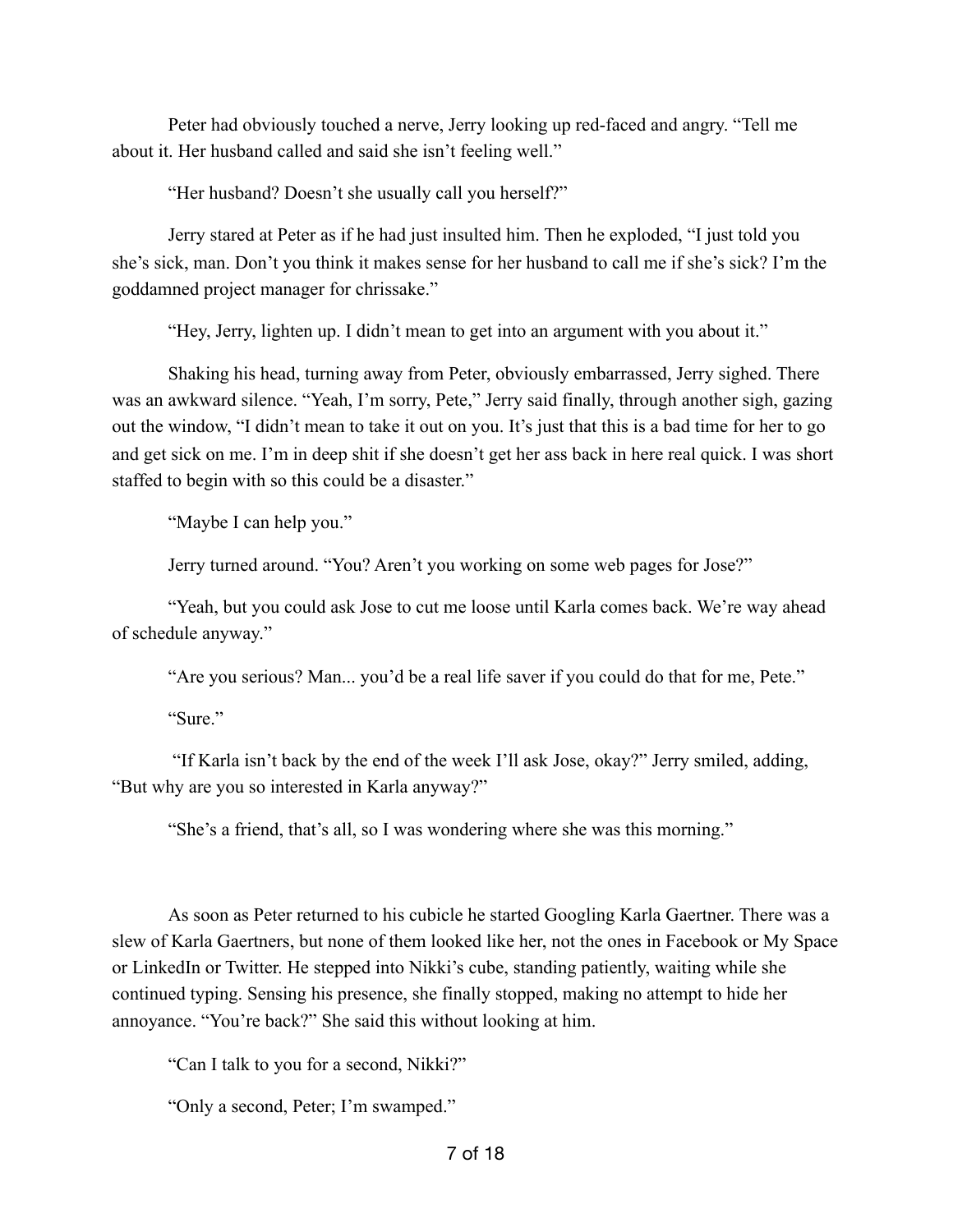Peter had obviously touched a nerve, Jerry looking up red-faced and angry. "Tell me about it. Her husband called and said she isn't feeling well."

"Her husband? Doesn't she usually call you herself?"

Jerry stared at Peter as if he had just insulted him. Then he exploded, "I just told you she's sick, man. Don't you think it makes sense for her husband to call me if she's sick? I'm the goddamned project manager for chrissake."

"Hey, Jerry, lighten up. I didn't mean to get into an argument with you about it."

Shaking his head, turning away from Peter, obviously embarrassed, Jerry sighed. There was an awkward silence. "Yeah, I'm sorry, Pete," Jerry said finally, through another sigh, gazing out the window, "I didn't mean to take it out on you. It's just that this is a bad time for her to go and get sick on me. I'm in deep shit if she doesn't get her ass back in here real quick. I was short staffed to begin with so this could be a disaster."

"Maybe I can help you."

Jerry turned around. "You? Aren't you working on some web pages for Jose?"

"Yeah, but you could ask Jose to cut me loose until Karla comes back. We're way ahead of schedule anyway."

"Are you serious? Man... you'd be a real life saver if you could do that for me, Pete."

"Sure."

"If Karla isn't back by the end of the week I'll ask Jose, okay?" Jerry smiled, adding, "But why are you so interested in Karla anyway?"

"She's a friend, that's all, so I was wondering where she was this morning."

As soon as Peter returned to his cubicle he started Googling Karla Gaertner. There was a slew of Karla Gaertners, but none of them looked like her, not the ones in Facebook or My Space or LinkedIn or Twitter. He stepped into Nikki's cube, standing patiently, waiting while she continued typing. Sensing his presence, she finally stopped, making no attempt to hide her annoyance. "You're back?" She said this without looking at him.

"Can I talk to you for a second, Nikki?"

"Only a second, Peter; I'm swamped."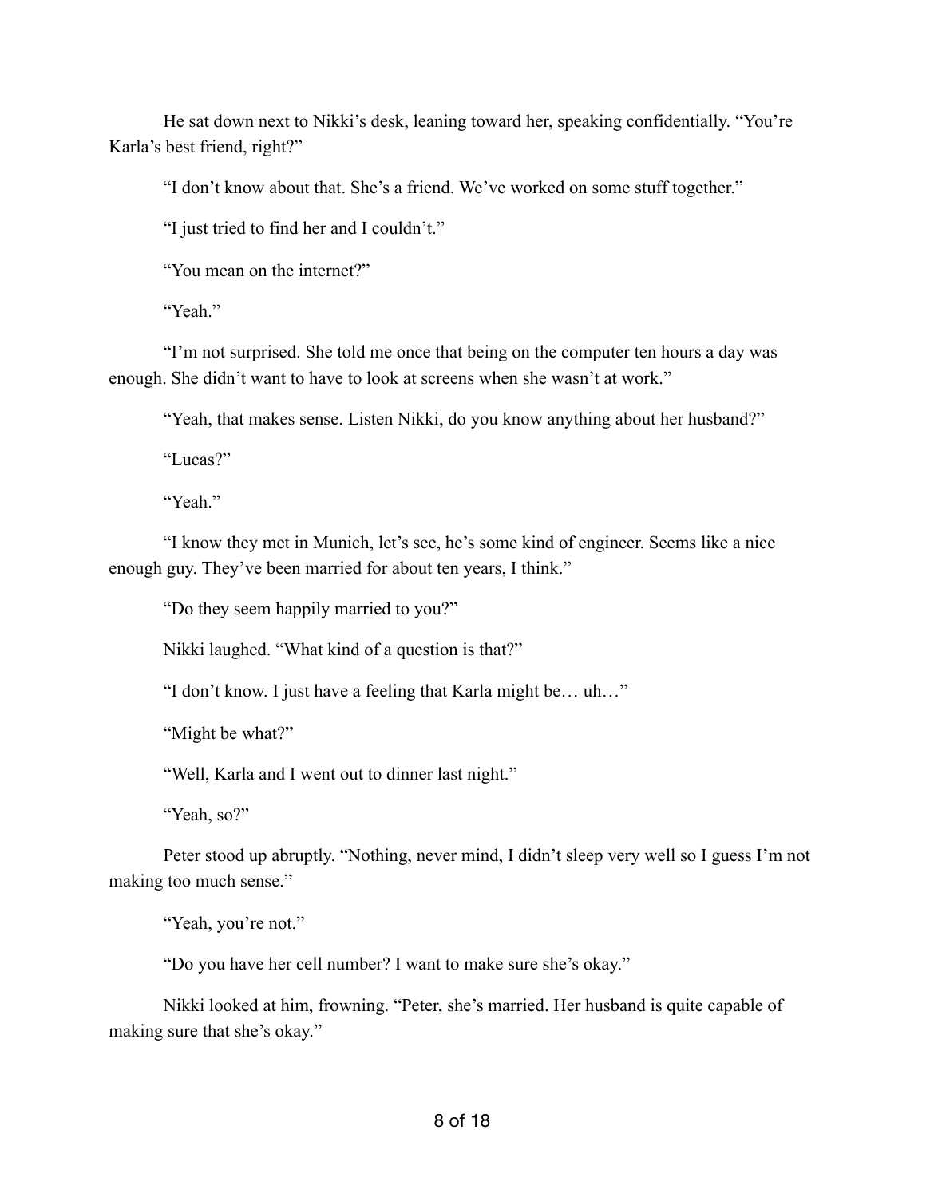He sat down next to Nikki's desk, leaning toward her, speaking confidentially. "You're Karla's best friend, right?"

"I don't know about that. She's a friend. We've worked on some stuff together."

"I just tried to find her and I couldn't."

"You mean on the internet?"

"Yeah."

"I'm not surprised. She told me once that being on the computer ten hours a day was enough. She didn't want to have to look at screens when she wasn't at work."

"Yeah, that makes sense. Listen Nikki, do you know anything about her husband?"

"Lucas?"

"Yeah."

"I know they met in Munich, let's see, he's some kind of engineer. Seems like a nice enough guy. They've been married for about ten years, I think."

"Do they seem happily married to you?"

Nikki laughed. "What kind of a question is that?"

"I don't know. I just have a feeling that Karla might be… uh…"

"Might be what?"

"Well, Karla and I went out to dinner last night."

"Yeah, so?"

Peter stood up abruptly. "Nothing, never mind, I didn't sleep very well so I guess I'm not making too much sense."

"Yeah, you're not."

"Do you have her cell number? I want to make sure she's okay."

Nikki looked at him, frowning. "Peter, she's married. Her husband is quite capable of making sure that she's okay."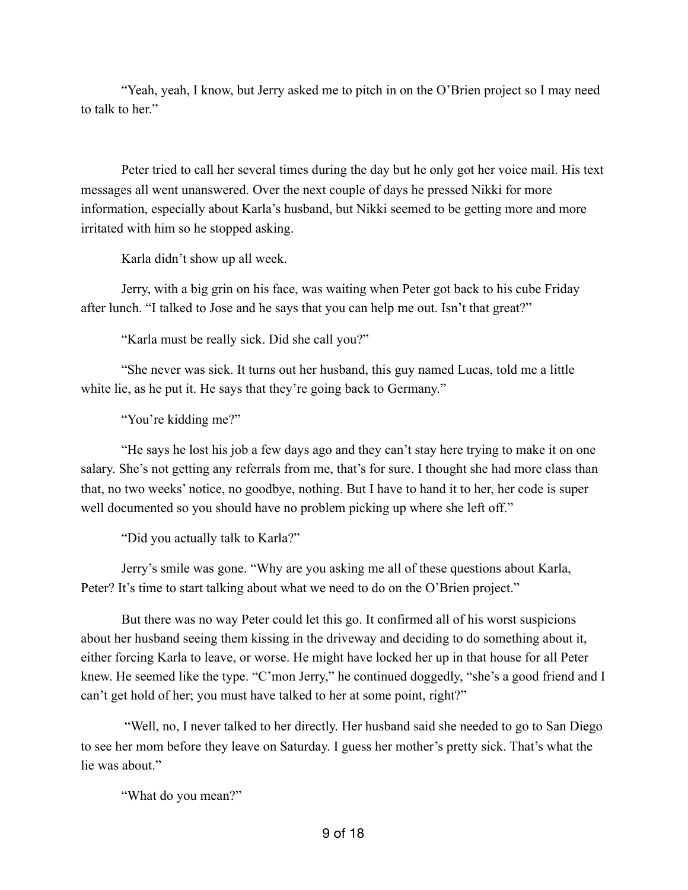"Yeah, yeah, I know, but Jerry asked me to pitch in on the O'Brien project so I may need to talk to her."

Peter tried to call her several times during the day but he only got her voice mail. His text messages all went unanswered. Over the next couple of days he pressed Nikki for more information, especially about Karla's husband, but Nikki seemed to be getting more and more irritated with him so he stopped asking.

Karla didn't show up all week.

Jerry, with a big grin on his face, was waiting when Peter got back to his cube Friday after lunch. "I talked to Jose and he says that you can help me out. Isn't that great?"

"Karla must be really sick. Did she call you?"

"She never was sick. It turns out her husband, this guy named Lucas, told me a little white lie, as he put it. He says that they're going back to Germany."

"You're kidding me?"

"He says he lost his job a few days ago and they can't stay here trying to make it on one salary. She's not getting any referrals from me, that's for sure. I thought she had more class than that, no two weeks' notice, no goodbye, nothing. But I have to hand it to her, her code is super well documented so you should have no problem picking up where she left off."

"Did you actually talk to Karla?"

Jerry's smile was gone. "Why are you asking me all of these questions about Karla, Peter? It's time to start talking about what we need to do on the O'Brien project."

But there was no way Peter could let this go. It confirmed all of his worst suspicions about her husband seeing them kissing in the driveway and deciding to do something about it, either forcing Karla to leave, or worse. He might have locked her up in that house for all Peter knew. He seemed like the type. "C'mon Jerry," he continued doggedly, "she's a good friend and I can't get hold of her; you must have talked to her at some point, right?"

"Well, no, I never talked to her directly. Her husband said she needed to go to San Diego to see her mom before they leave on Saturday. I guess her mother's pretty sick. That's what the lie was about."

"What do you mean?"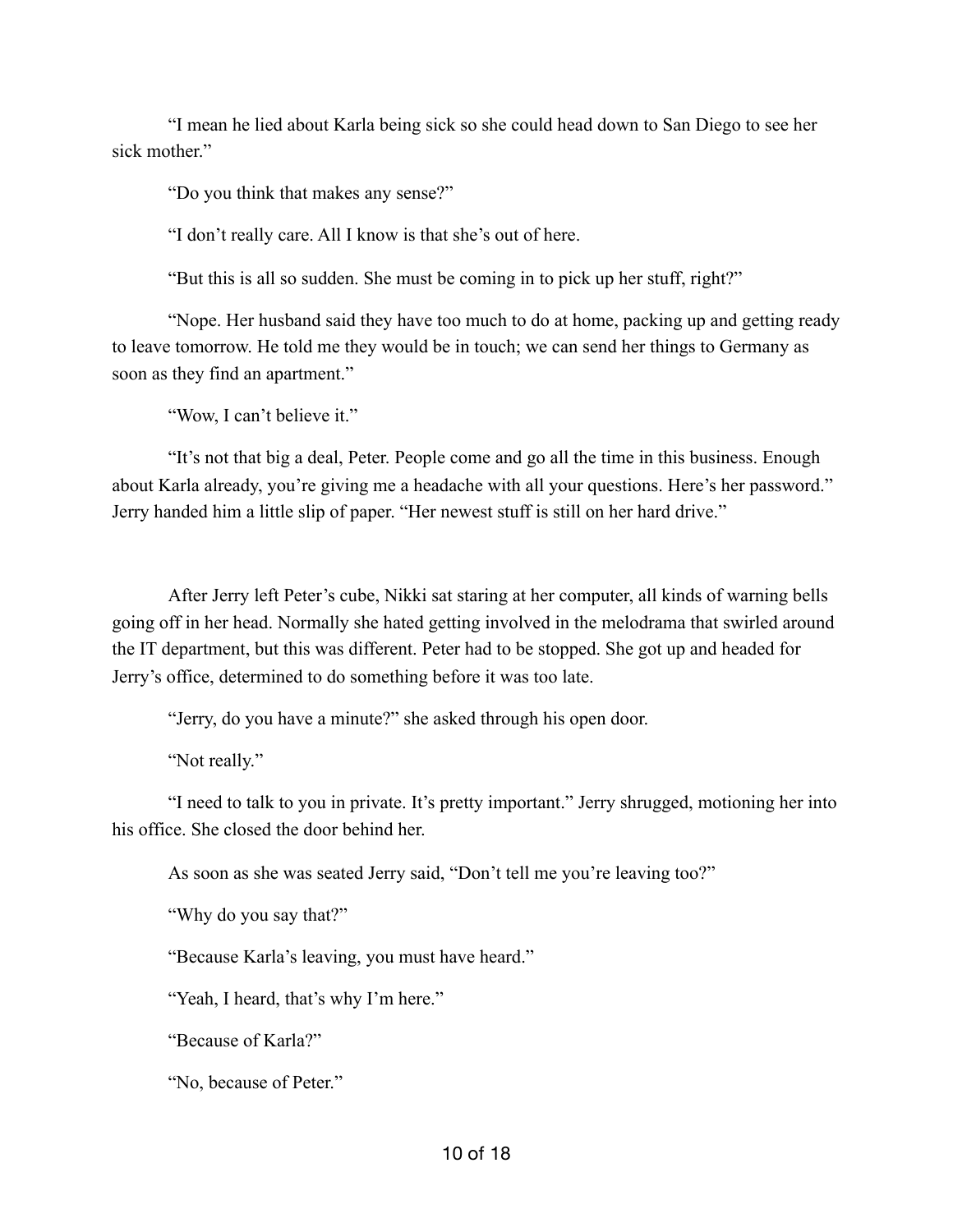"I mean he lied about Karla being sick so she could head down to San Diego to see her sick mother."

"Do you think that makes any sense?"

"I don't really care. All I know is that she's out of here.

"But this is all so sudden. She must be coming in to pick up her stuff, right?"

"Nope. Her husband said they have too much to do at home, packing up and getting ready to leave tomorrow. He told me they would be in touch; we can send her things to Germany as soon as they find an apartment."

"Wow, I can't believe it."

"It's not that big a deal, Peter. People come and go all the time in this business. Enough about Karla already, you're giving me a headache with all your questions. Here's her password." Jerry handed him a little slip of paper. "Her newest stuff is still on her hard drive."

After Jerry left Peter's cube, Nikki sat staring at her computer, all kinds of warning bells going off in her head. Normally she hated getting involved in the melodrama that swirled around the IT department, but this was different. Peter had to be stopped. She got up and headed for Jerry's office, determined to do something before it was too late.

"Jerry, do you have a minute?" she asked through his open door.

"Not really."

"I need to talk to you in private. It's pretty important." Jerry shrugged, motioning her into his office. She closed the door behind her.

As soon as she was seated Jerry said, "Don't tell me you're leaving too?"

"Why do you say that?"

"Because Karla's leaving, you must have heard."

"Yeah, I heard, that's why I'm here."

"Because of Karla?"

"No, because of Peter."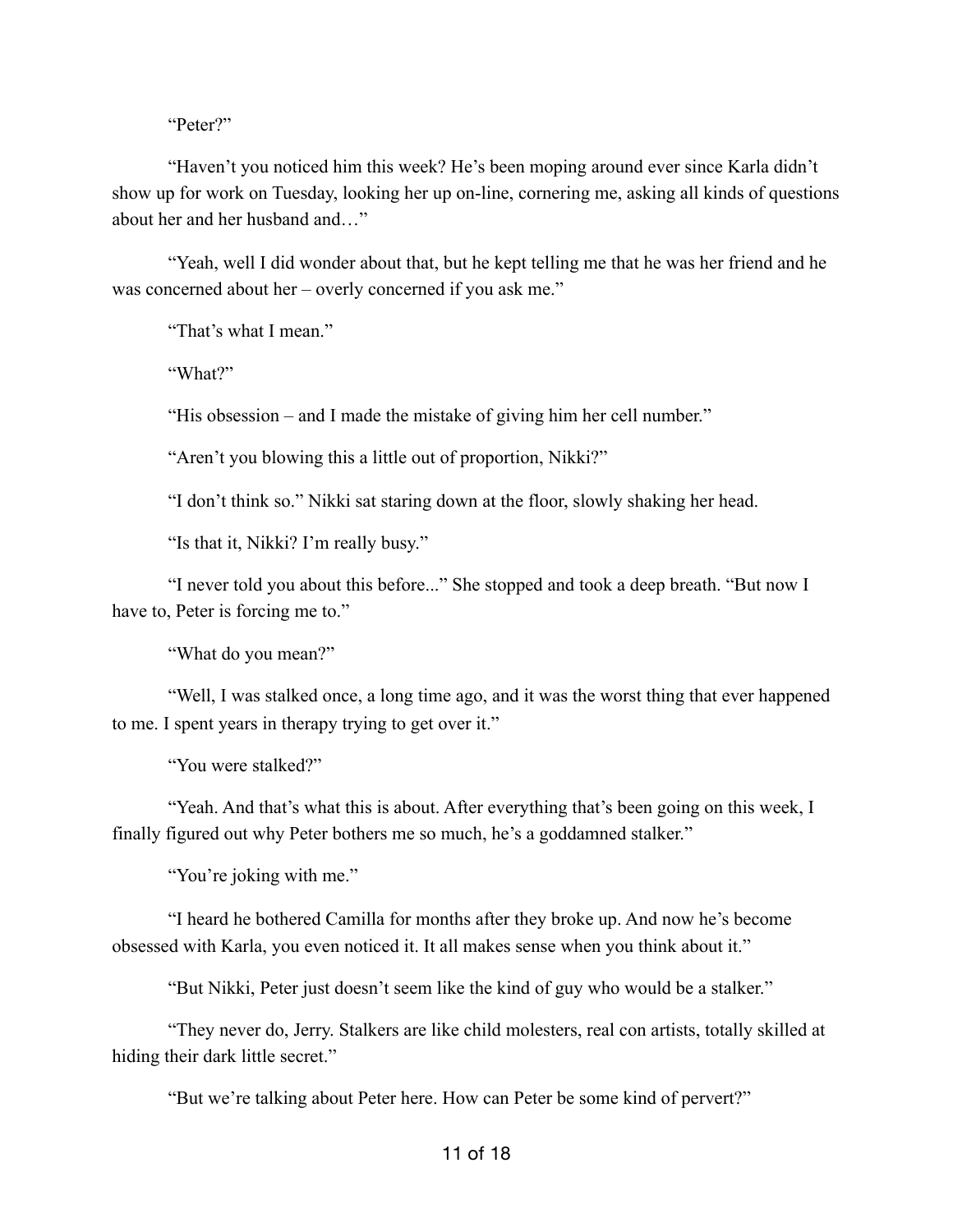"Peter?"

"Haven't you noticed him this week? He's been moping around ever since Karla didn't show up for work on Tuesday, looking her up on-line, cornering me, asking all kinds of questions about her and her husband and…"

"Yeah, well I did wonder about that, but he kept telling me that he was her friend and he was concerned about her – overly concerned if you ask me."

"That's what I mean."

"What?"

"His obsession – and I made the mistake of giving him her cell number."

"Aren't you blowing this a little out of proportion, Nikki?"

"I don't think so." Nikki sat staring down at the floor, slowly shaking her head.

"Is that it, Nikki? I'm really busy."

"I never told you about this before..." She stopped and took a deep breath. "But now I have to, Peter is forcing me to."

"What do you mean?"

"Well, I was stalked once, a long time ago, and it was the worst thing that ever happened to me. I spent years in therapy trying to get over it."

"You were stalked?"

"Yeah. And that's what this is about. After everything that's been going on this week, I finally figured out why Peter bothers me so much, he's a goddamned stalker."

"You're joking with me."

"I heard he bothered Camilla for months after they broke up. And now he's become obsessed with Karla, you even noticed it. It all makes sense when you think about it."

"But Nikki, Peter just doesn't seem like the kind of guy who would be a stalker."

"They never do, Jerry. Stalkers are like child molesters, real con artists, totally skilled at hiding their dark little secret."

"But we're talking about Peter here. How can Peter be some kind of pervert?"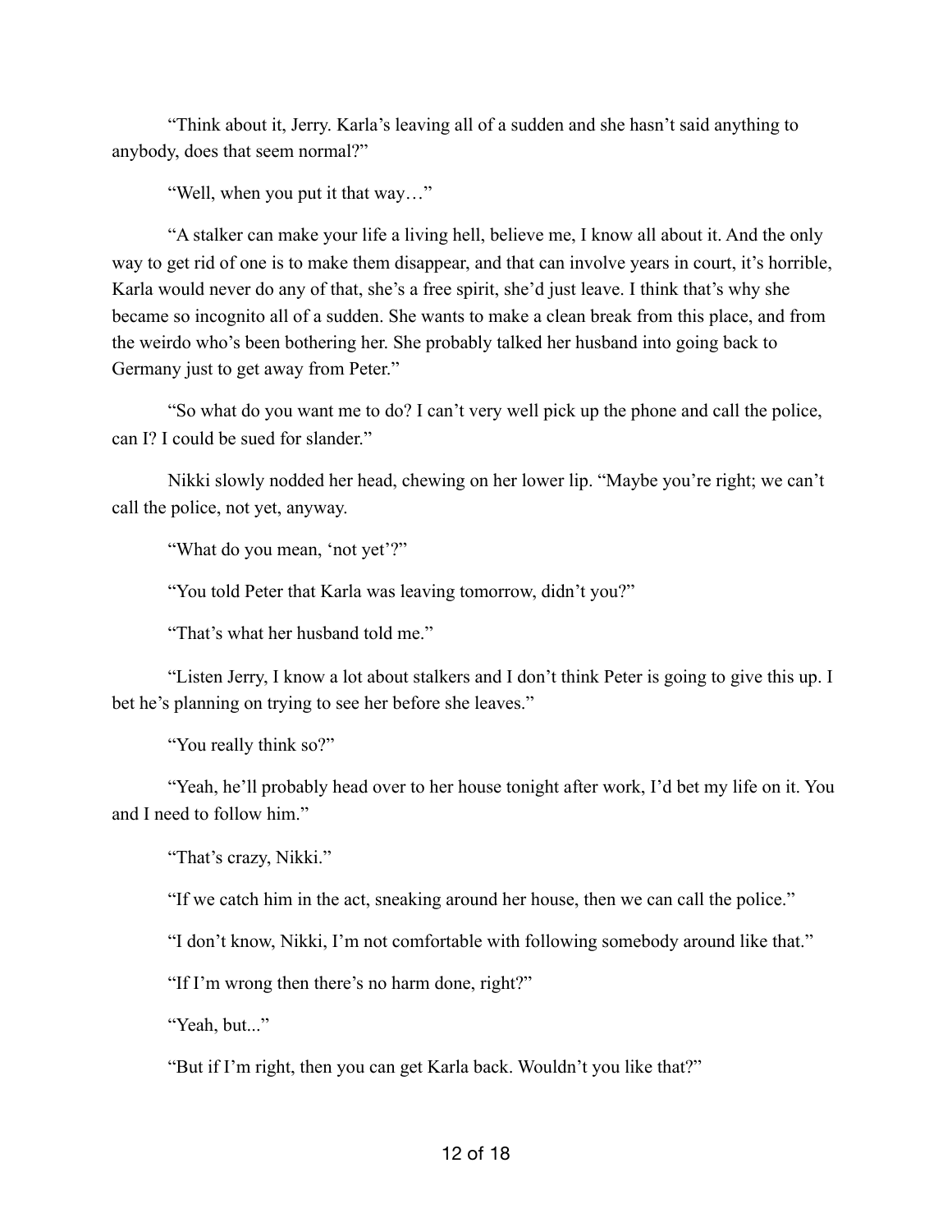"Think about it, Jerry. Karla's leaving all of a sudden and she hasn't said anything to anybody, does that seem normal?"

"Well, when you put it that way…"

"A stalker can make your life a living hell, believe me, I know all about it. And the only way to get rid of one is to make them disappear, and that can involve years in court, it's horrible, Karla would never do any of that, she's a free spirit, she'd just leave. I think that's why she became so incognito all of a sudden. She wants to make a clean break from this place, and from the weirdo who's been bothering her. She probably talked her husband into going back to Germany just to get away from Peter."

"So what do you want me to do? I can't very well pick up the phone and call the police, can I? I could be sued for slander."

Nikki slowly nodded her head, chewing on her lower lip. "Maybe you're right; we can't call the police, not yet, anyway.

"What do you mean, 'not yet'?"

"You told Peter that Karla was leaving tomorrow, didn't you?"

"That's what her husband told me."

"Listen Jerry, I know a lot about stalkers and I don't think Peter is going to give this up. I bet he's planning on trying to see her before she leaves."

"You really think so?"

"Yeah, he'll probably head over to her house tonight after work, I'd bet my life on it. You and I need to follow him."

"That's crazy, Nikki."

"If we catch him in the act, sneaking around her house, then we can call the police."

"I don't know, Nikki, I'm not comfortable with following somebody around like that."

"If I'm wrong then there's no harm done, right?"

"Yeah, but..."

"But if I'm right, then you can get Karla back. Wouldn't you like that?"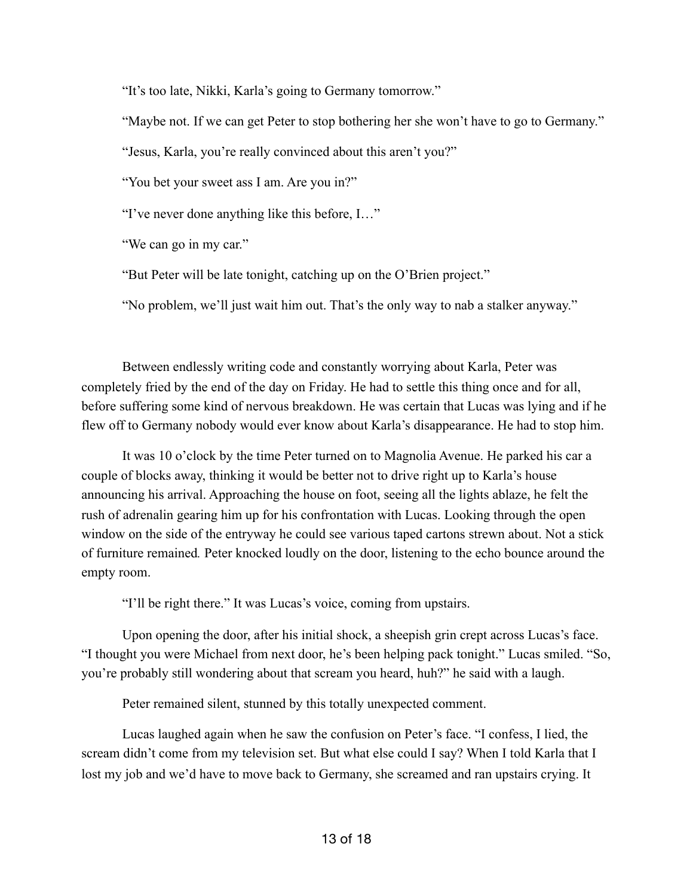“It’s too late, Nikki, Karla’s going to Germany tomorrow.”

“Maybe not. If we can get Peter to stop bothering her she won’t have to go to Germany.”

“Jesus, Karla, you’re really convinced about this aren’t you?”

“You bet your sweet ass I am. Are you in?”

“I’ve never done anything like this before, I…”

“We can go in my car.”

“But Peter will be late tonight, catching up on the O’Brien project.”

“No problem, we’ll just wait him out. That’s the only way to nab a stalker anyway.”

Between endlessly writing code and constantly worrying about Karla, Peter was completely fried by the end of the day on Friday. He had to settle this thing once and for all, before suffering some kind of nervous breakdown. He was certain that Lucas was lying and if he flew off to Germany nobody would ever know about Karla’s disappearance. He had to stop him.

It was 10 o’clock by the time Peter turned on to Magnolia Avenue. He parked his car a couple of blocks away, thinking it would be better not to drive right up to Karla’s house announcing his arrival. Approaching the house on foot, seeing all the lights ablaze, he felt the rush of adrenalin gearing him up for his confrontation with Lucas. Looking through the open window on the side of the entryway he could see various taped cartons strewn about. Not a stick of furniture remained. Peter knocked loudly on the door, listening to the echo bounce around the empty room.

“I’ll be right there.” It was Lucas’s voice, coming from upstairs.

Upon opening the door, after his initial shock, a sheepish grin crept across Lucas’s face. “I thought you were Michael from next door, he’s been helping pack tonight.” Lucas smiled. “So, you’re probably still wondering about that scream you heard, huh?” he said with a laugh.

Peter remained silent, stunned by this totally unexpected comment.

Lucas laughed again when he saw the confusion on Peter’s face. “I confess, I lied, the scream didn’t come from my television set. But what else could I say? When I told Karla that I lost my job and we’d have to move back to Germany, she screamed and ran upstairs crying. It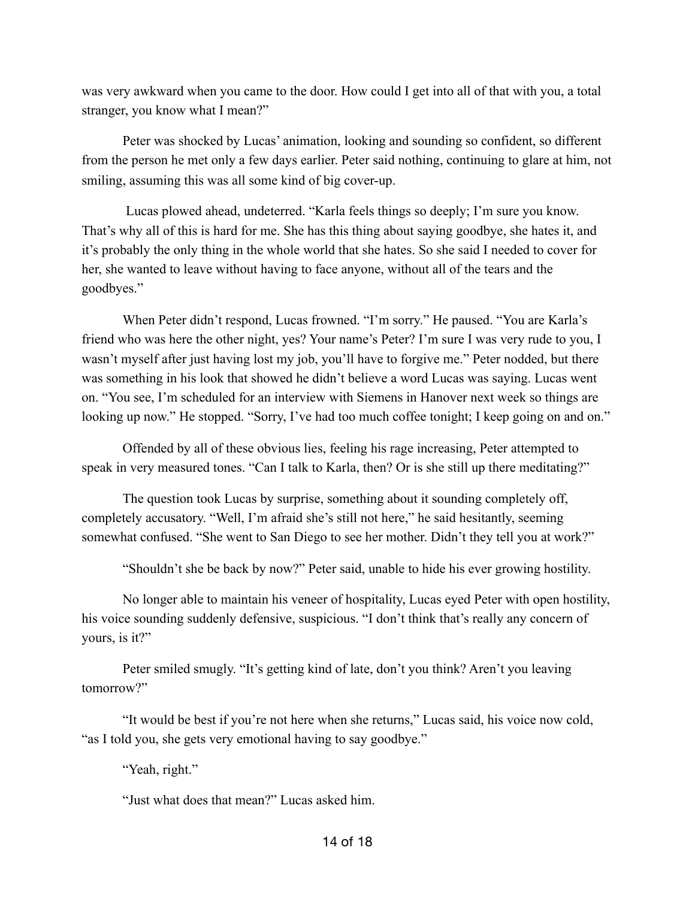was very awkward when you came to the door. How could I get into all of that with you, a total stranger, you know what I mean?"

Peter was shocked by Lucas' animation, looking and sounding so confident, so different from the person he met only a few days earlier. Peter said nothing, continuing to glare at him, not smiling, assuming this was all some kind of big cover-up.

Lucas plowed ahead, undeterred. "Karla feels things so deeply; I'm sure you know. That's why all of this is hard for me. She has this thing about saying goodbye, she hates it, and it's probably the only thing in the whole world that she hates. So she said I needed to cover for her, she wanted to leave without having to face anyone, without all of the tears and the goodbyes."

When Peter didn't respond, Lucas frowned. "I'm sorry." He paused. "You are Karla's friend who was here the other night, yes? Your name's Peter? I'm sure I was very rude to you, I wasn't myself after just having lost my job, you'll have to forgive me." Peter nodded, but there was something in his look that showed he didn't believe a word Lucas was saying. Lucas went on. "You see, I'm scheduled for an interview with Siemens in Hanover next week so things are looking up now." He stopped. "Sorry, I've had too much coffee tonight; I keep going on and on."

Offended by all of these obvious lies, feeling his rage increasing, Peter attempted to speak in very measured tones. "Can I talk to Karla, then? Or is she still up there meditating?"

The question took Lucas by surprise, something about it sounding completely off, completely accusatory. "Well, I'm afraid she's still not here," he said hesitantly, seeming somewhat confused. "She went to San Diego to see her mother. Didn't they tell you at work?"

"Shouldn't she be back by now?" Peter said, unable to hide his ever growing hostility.

No longer able to maintain his veneer of hospitality, Lucas eyed Peter with open hostility, his voice sounding suddenly defensive, suspicious. "I don't think that's really any concern of yours, is it?"

Peter smiled smugly. "It's getting kind of late, don't you think? Aren't you leaving tomorrow?"

"It would be best if you're not here when she returns," Lucas said, his voice now cold, "as I told you, she gets very emotional having to say goodbye."

"Yeah, right."

"Just what does that mean?" Lucas asked him.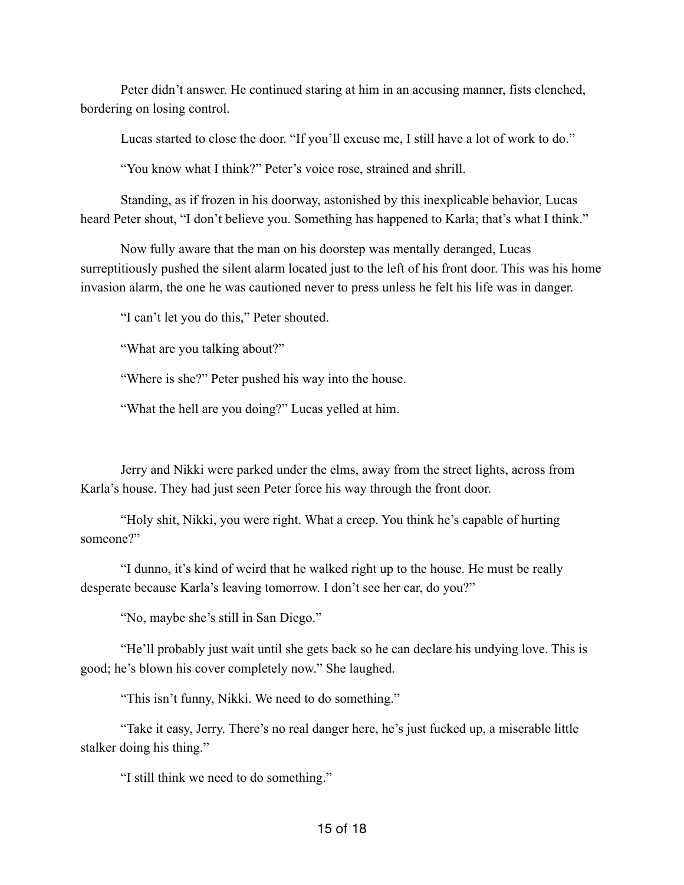Peter didn't answer. He continued staring at him in an accusing manner, fists clenched, bordering on losing control.

Lucas started to close the door. "If you'll excuse me, I still have a lot of work to do."

"You know what I think?" Peter's voice rose, strained and shrill.

Standing, as if frozen in his doorway, astonished by this inexplicable behavior, Lucas heard Peter shout, "I don't believe you. Something has happened to Karla; that's what I think."

Now fully aware that the man on his doorstep was mentally deranged, Lucas surreptitiously pushed the silent alarm located just to the left of his front door. This was his home invasion alarm, the one he was cautioned never to press unless he felt his life was in danger.

"I can't let you do this," Peter shouted.

"What are you talking about?"

"Where is she?" Peter pushed his way into the house.

"What the hell are you doing?" Lucas yelled at him.

Jerry and Nikki were parked under the elms, away from the street lights, across from Karla's house. They had just seen Peter force his way through the front door.

"Holy shit, Nikki, you were right. What a creep. You think he's capable of hurting someone?"

"I dunno, it's kind of weird that he walked right up to the house. He must be really desperate because Karla's leaving tomorrow. I don't see her car, do you?"

"No, maybe she's still in San Diego."

"He'll probably just wait until she gets back so he can declare his undying love. This is good; he's blown his cover completely now." She laughed.

"This isn't funny, Nikki. We need to do something."

"Take it easy, Jerry. There's no real danger here, he's just fucked up, a miserable little stalker doing his thing."

"I still think we need to do something."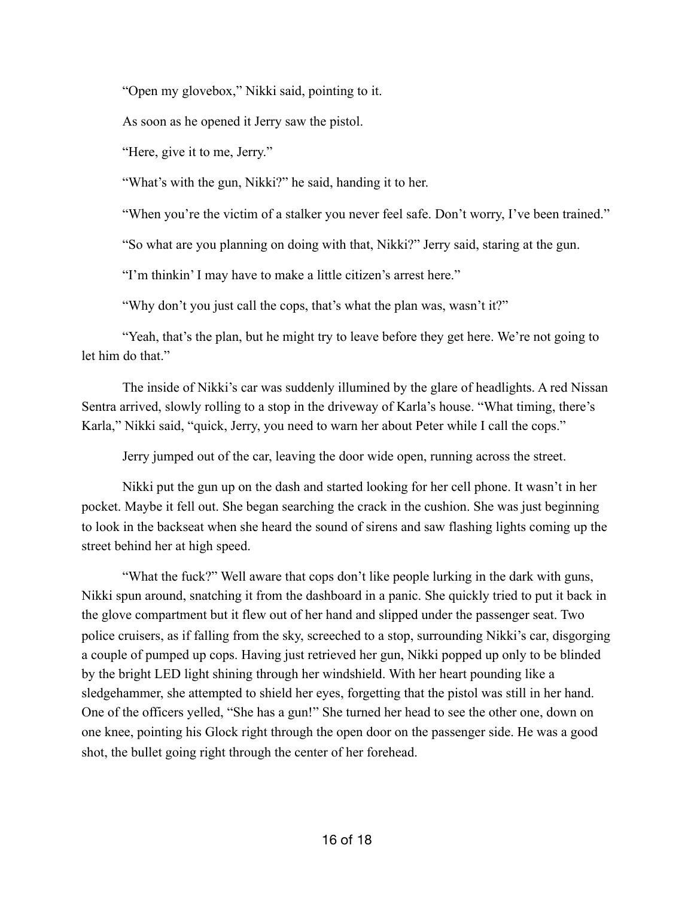"Open my glovebox," Nikki said, pointing to it.

As soon as he opened it Jerry saw the pistol.

"Here, give it to me, Jerry."

"What's with the gun, Nikki?" he said, handing it to her.

"When you're the victim of a stalker you never feel safe. Don't worry, I've been trained."

"So what are you planning on doing with that, Nikki?" Jerry said, staring at the gun.

"I'm thinkin' I may have to make a little citizen's arrest here."

"Why don't you just call the cops, that's what the plan was, wasn't it?"

"Yeah, that's the plan, but he might try to leave before they get here. We're not going to let him do that."

The inside of Nikki's car was suddenly illumined by the glare of headlights. A red Nissan Sentra arrived, slowly rolling to a stop in the driveway of Karla's house. "What timing, there's Karla," Nikki said, "quick, Jerry, you need to warn her about Peter while I call the cops."

Jerry jumped out of the car, leaving the door wide open, running across the street.

Nikki put the gun up on the dash and started looking for her cell phone. It wasn't in her pocket. Maybe it fell out. She began searching the crack in the cushion. She was just beginning to look in the backseat when she heard the sound of sirens and saw flashing lights coming up the street behind her at high speed.

"What the fuck?" Well aware that cops don't like people lurking in the dark with guns, Nikki spun around, snatching it from the dashboard in a panic. She quickly tried to put it back in the glove compartment but it flew out of her hand and slipped under the passenger seat. Two police cruisers, as if falling from the sky, screeched to a stop, surrounding Nikki's car, disgorging a couple of pumped up cops. Having just retrieved her gun, Nikki popped up only to be blinded by the bright LED light shining through her windshield. With her heart pounding like a sledgehammer, she attempted to shield her eyes, forgetting that the pistol was still in her hand. One of the officers yelled, "She has a gun!" She turned her head to see the other one, down on one knee, pointing his Glock right through the open door on the passenger side. He was a good shot, the bullet going right through the center of her forehead.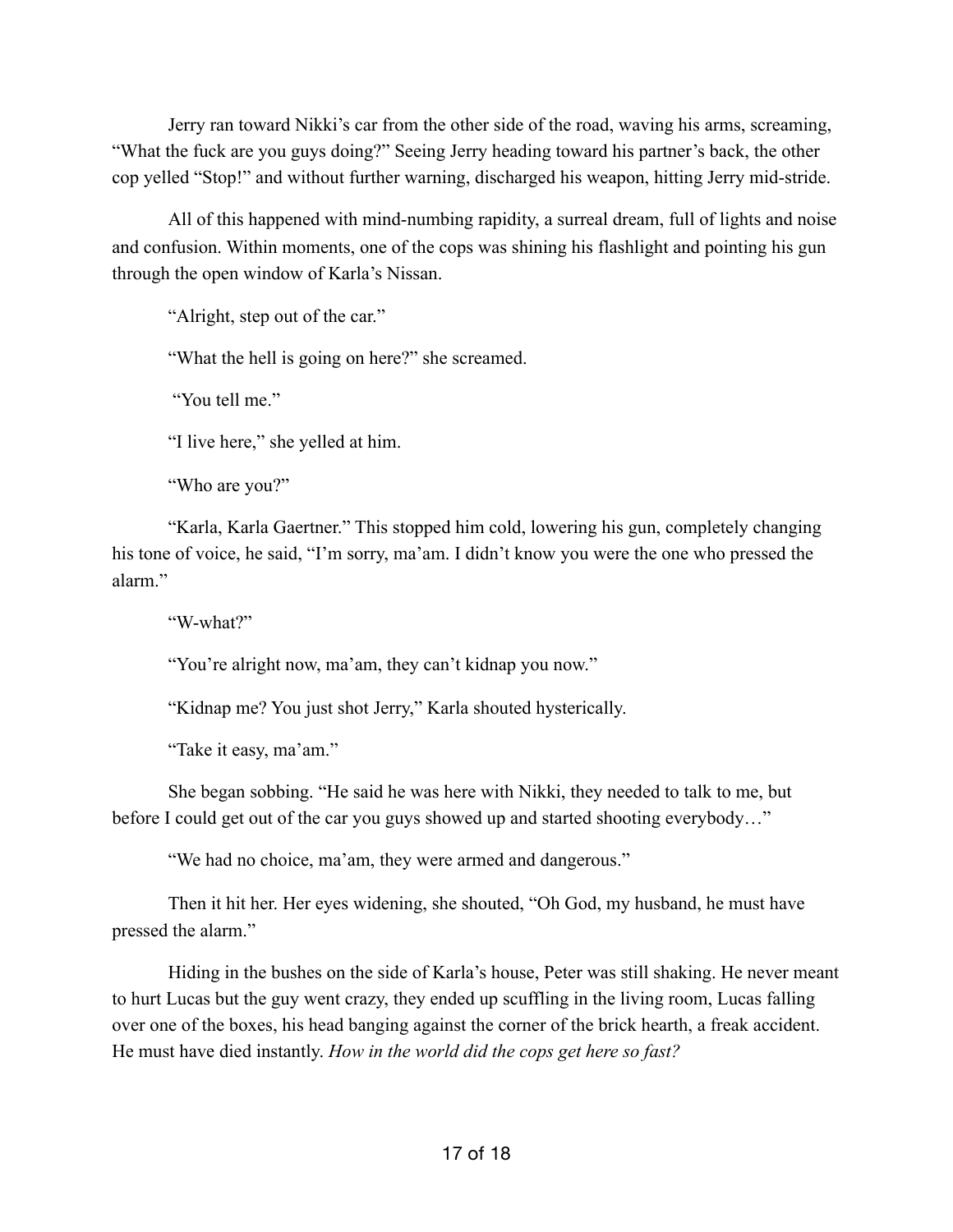Jerry ran toward Nikki's car from the other side of the road, waving his arms, screaming, "What the fuck are you guys doing?" Seeing Jerry heading toward his partner's back, the other cop yelled "Stop!" and without further warning, discharged his weapon, hitting Jerry mid-stride.

All of this happened with mind-numbing rapidity, a surreal dream, full of lights and noise and confusion. Within moments, one of the cops was shining his flashlight and pointing his gun through the open window of Karla's Nissan.

"Alright, step out of the car."

"What the hell is going on here?" she screamed.

"You tell me."

"I live here," she yelled at him.

"Who are you?"

"Karla, Karla Gaertner." This stopped him cold, lowering his gun, completely changing his tone of voice, he said, "I'm sorry, ma'am. I didn't know you were the one who pressed the alarm."

"W-what?"

"You're alright now, ma'am, they can't kidnap you now."

"Kidnap me? You just shot Jerry," Karla shouted hysterically.

"Take it easy, ma'am."

She began sobbing. "He said he was here with Nikki, they needed to talk to me, but before I could get out of the car you guys showed up and started shooting everybody…"

"We had no choice, ma'am, they were armed and dangerous."

Then it hit her. Her eyes widening, she shouted, "Oh God, my husband, he must have pressed the alarm."

Hiding in the bushes on the side of Karla's house, Peter was still shaking. He never meant to hurt Lucas but the guy went crazy, they ended up scuffling in the living room, Lucas falling over one of the boxes, his head banging against the corner of the brick hearth, a freak accident. He must have died instantly. *How in the world did the cops get here so fast?*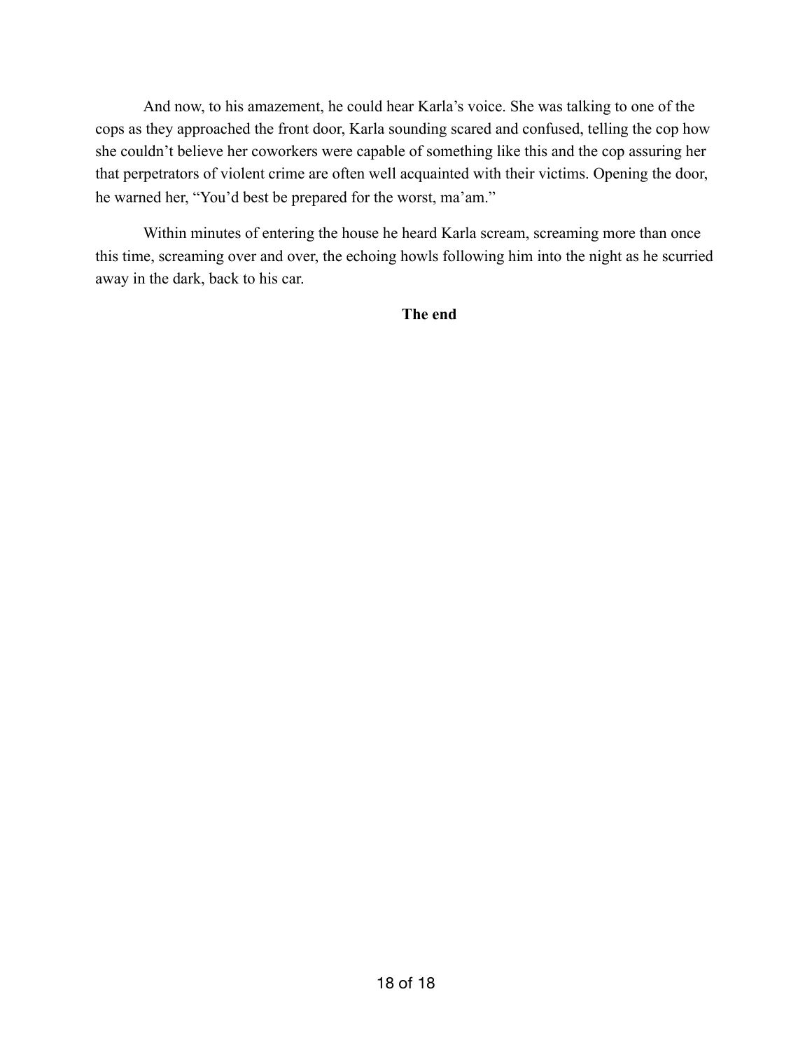And now, to his amazement, he could hear Karla's voice. She was talking to one of the cops as they approached the front door, Karla sounding scared and confused, telling the cop how she couldn't believe her coworkers were capable of something like this and the cop assuring her that perpetrators of violent crime are often well acquainted with their victims. Opening the door, he warned her, "You'd best be prepared for the worst, ma'am."

Within minutes of entering the house he heard Karla scream, screaming more than once this time, screaming over and over, the echoing howls following him into the night as he scurried away in the dark, back to his car.

**The end**